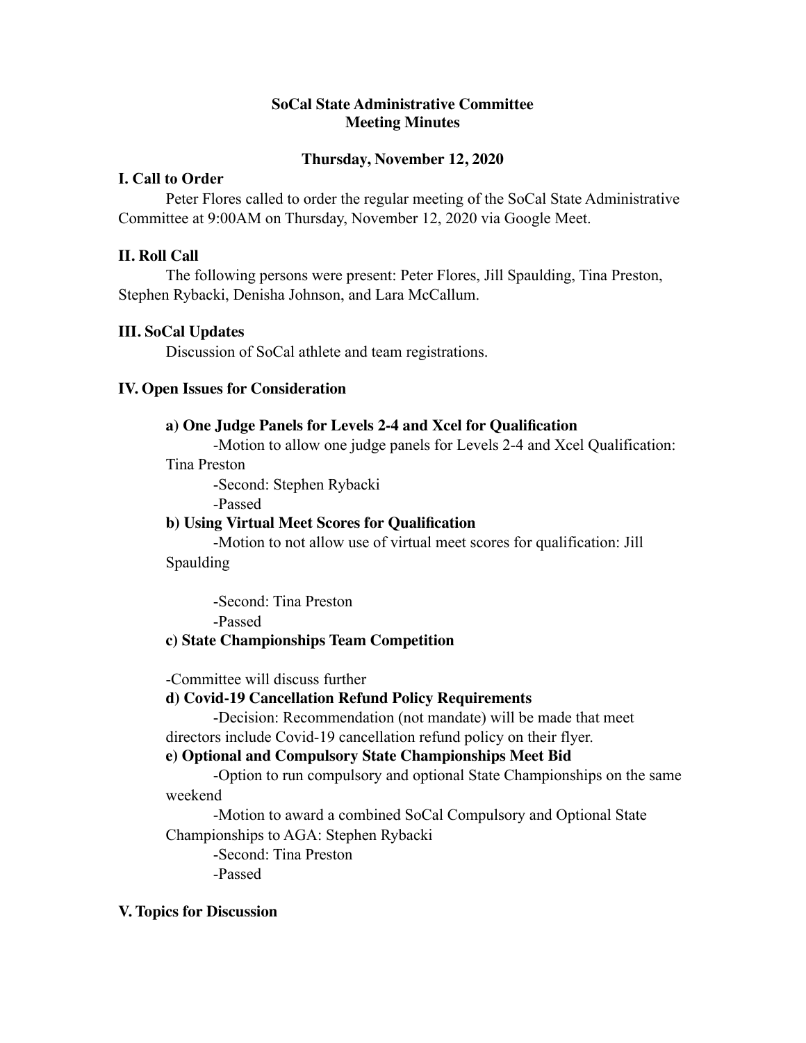**SoCal State Administrative Committee**
**Meeting Minutes**

**Thursday, November 12, 2020**

## I. Call to Order

Peter Flores called to order the regular meeting of the SoCal State Administrative Committee at 9:00AM on Thursday, November 12, 2020 via Google Meet.

## II. Roll Call

The following persons were present: Peter Flores, Jill Spaulding, Tina Preston, Stephen Rybacki, Denisha Johnson, and Lara McCallum.

## III. SoCal Updates

Discussion of SoCal athlete and team registrations.

## IV. Open Issues for Consideration

### a) One Judge Panels for Levels 2-4 and Xcel for Qualification

-Motion to allow one judge panels for Levels 2-4 and Xcel Qualification: Tina Preston

-Second: Stephen Rybacki

-Passed

### b) Using Virtual Meet Scores for Qualification

-Motion to not allow use of virtual meet scores for qualification: Jill Spaulding

-Second: Tina Preston

-Passed

### c) State Championships Team Competition

-Committee will discuss further

### d) Covid-19 Cancellation Refund Policy Requirements

-Decision: Recommendation (not mandate) will be made that meet directors include Covid-19 cancellation refund policy on their flyer.

### e) Optional and Compulsory State Championships Meet Bid

-Option to run compulsory and optional State Championships on the same weekend

-Motion to award a combined SoCal Compulsory and Optional State Championships to AGA: Stephen Rybacki

-Second: Tina Preston

-Passed

## V. Topics for Discussion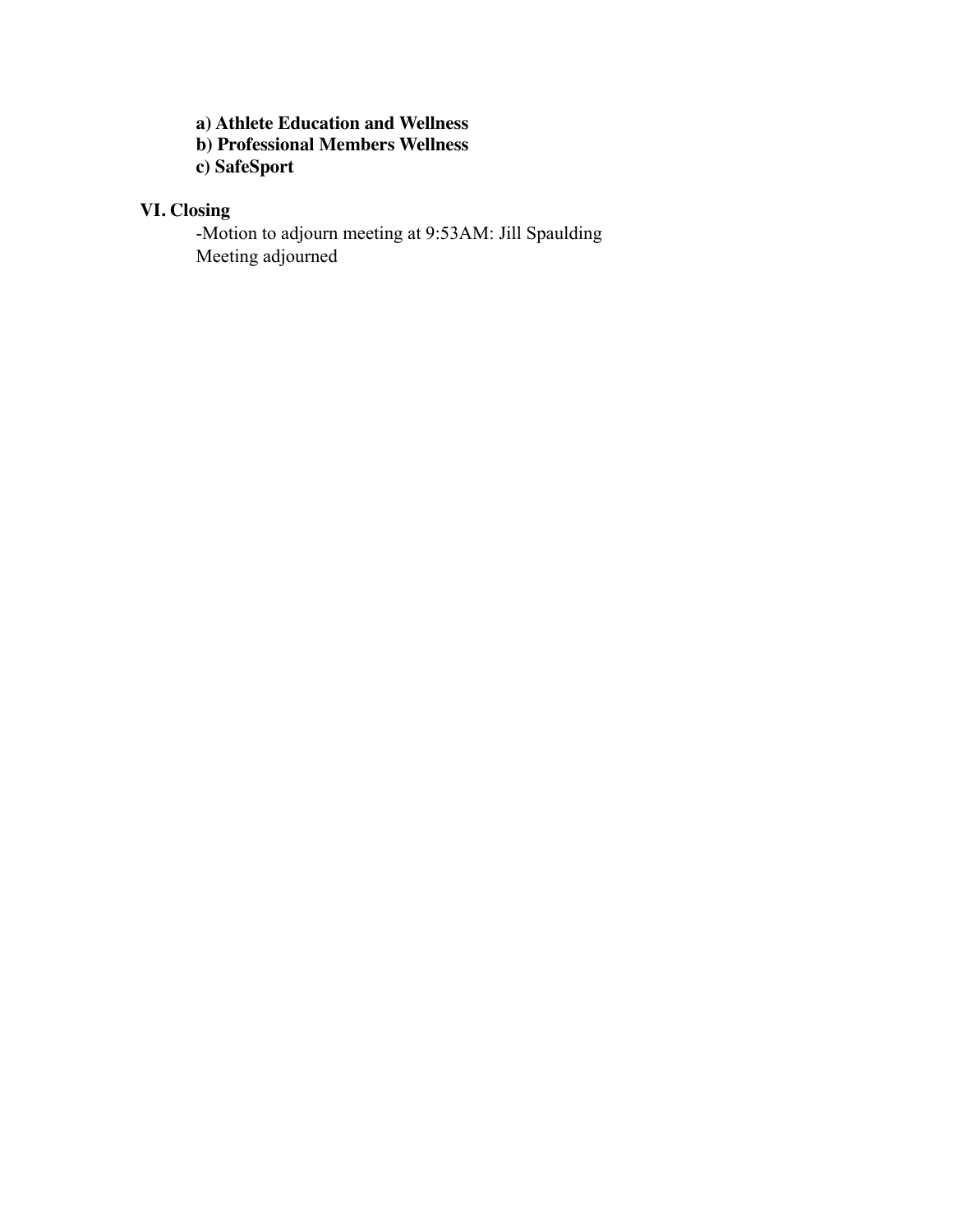**a) Athlete Education and Wellness**
**b) Professional Members Wellness**
**c) SafeSport**

## VI. Closing

-Motion to adjourn meeting at 9:53AM: Jill Spaulding
Meeting adjourned